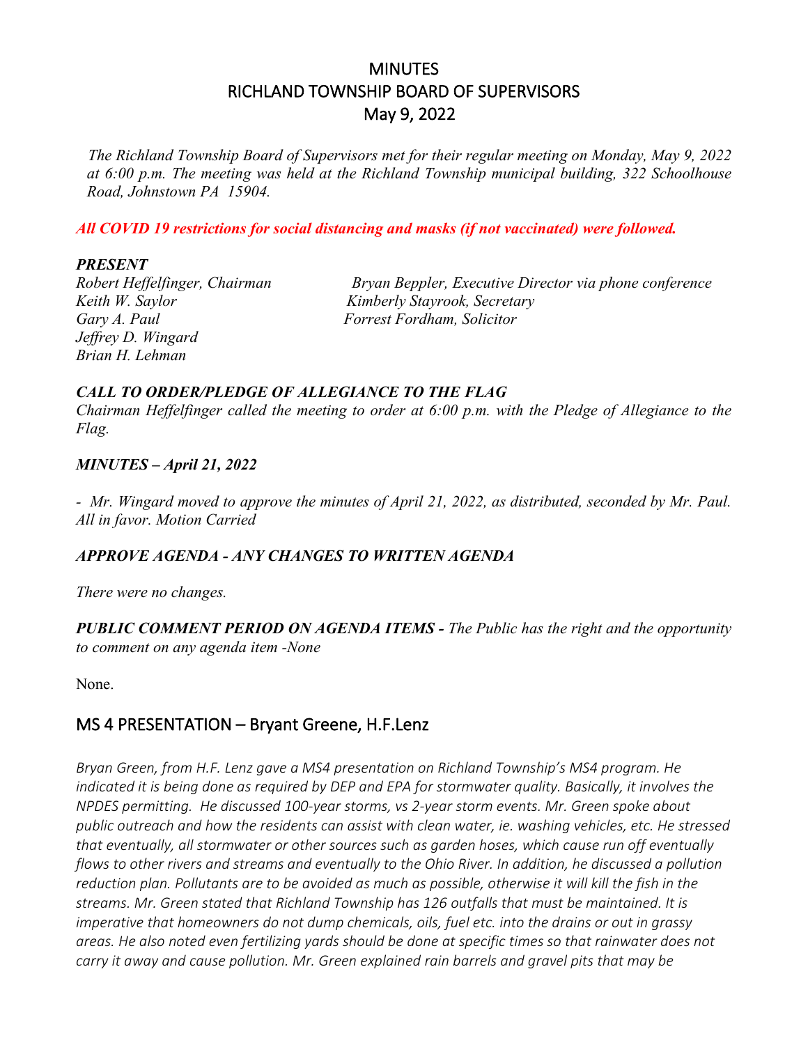# MINUTES
# RICHLAND TOWNSHIP BOARD OF SUPERVISORS
# May 9, 2022

*The Richland Township Board of Supervisors met for their regular meeting on Monday, May 9, 2022 at 6:00 p.m. The meeting was held at the Richland Township municipal building, 322 Schoolhouse Road, Johnstown PA 15904.*

***All COVID 19 restrictions for social distancing and masks (if not vaccinated) were followed.***

***PRESENT***

*Robert Heffelfinger, Chairman*
*Keith W. Saylor*
*Gary A. Paul*
*Jeffrey D. Wingard*
*Brian H. Lehman*

*Bryan Beppler, Executive Director via phone conference*
*Kimberly Stayrook, Secretary*
*Forrest Fordham, Solicitor*

***CALL TO ORDER/PLEDGE OF ALLEGIANCE TO THE FLAG***

*Chairman Heffelfinger called the meeting to order at 6:00 p.m. with the Pledge of Allegiance to the Flag.*

***MINUTES – April 21, 2022***

*- Mr. Wingard moved to approve the minutes of April 21, 2022, as distributed, seconded by Mr. Paul. All in favor. Motion Carried*

***APPROVE AGENDA - ANY CHANGES TO WRITTEN AGENDA***

*There were no changes.*

***PUBLIC COMMENT PERIOD ON AGENDA ITEMS -*** *The Public has the right and the opportunity to comment on any agenda item -None*

None.

## MS 4 PRESENTATION – Bryant Greene, H.F.Lenz

*Bryan Green, from H.F. Lenz gave a MS4 presentation on Richland Township's MS4 program. He indicated it is being done as required by DEP and EPA for stormwater quality. Basically, it involves the NPDES permitting. He discussed 100-year storms, vs 2-year storm events. Mr. Green spoke about public outreach and how the residents can assist with clean water, ie. washing vehicles, etc. He stressed that eventually, all stormwater or other sources such as garden hoses, which cause run off eventually flows to other rivers and streams and eventually to the Ohio River. In addition, he discussed a pollution reduction plan. Pollutants are to be avoided as much as possible, otherwise it will kill the fish in the streams. Mr. Green stated that Richland Township has 126 outfalls that must be maintained. It is imperative that homeowners do not dump chemicals, oils, fuel etc. into the drains or out in grassy areas. He also noted even fertilizing yards should be done at specific times so that rainwater does not carry it away and cause pollution. Mr. Green explained rain barrels and gravel pits that may be*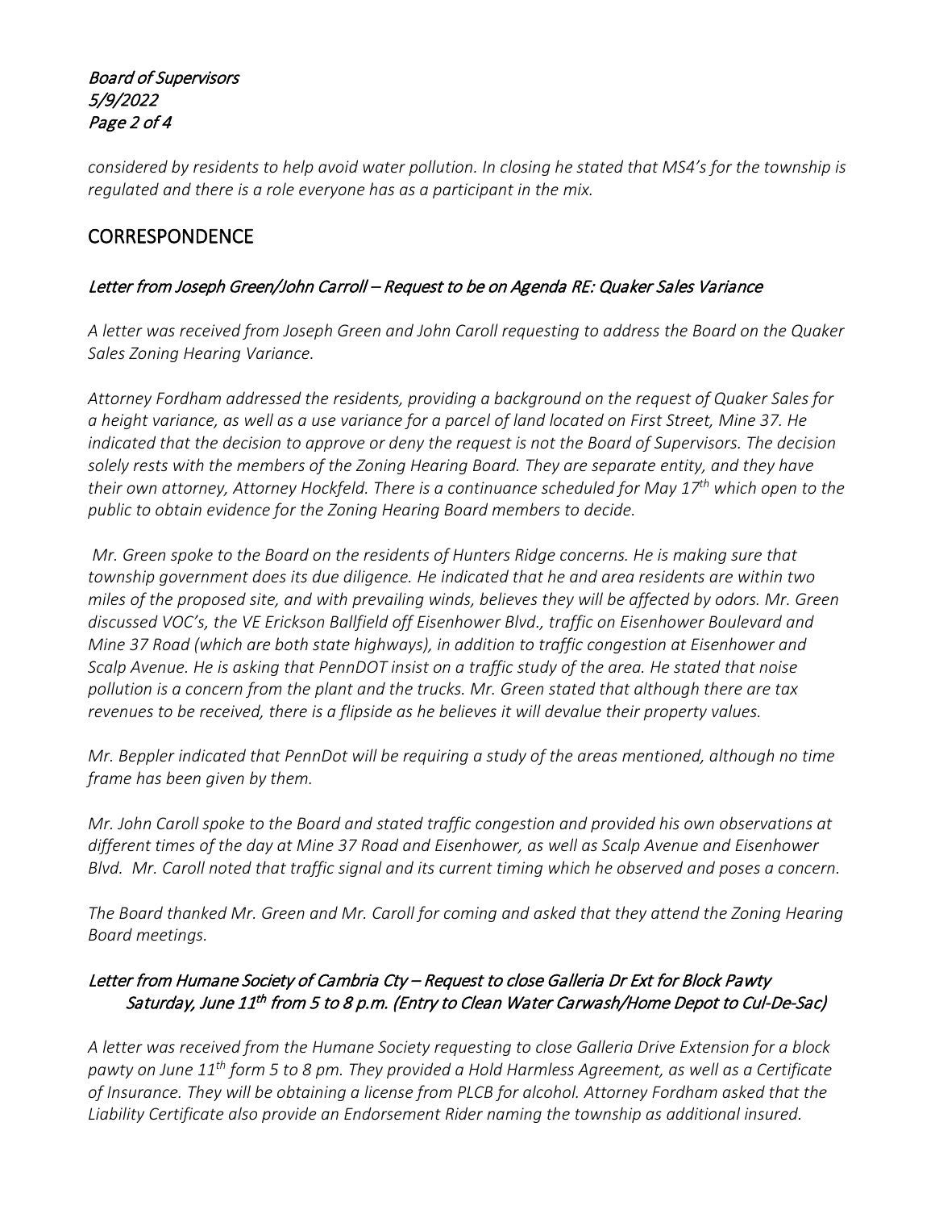*considered by residents to help avoid water pollution. In closing he stated that MS4's for the township is regulated and there is a role everyone has as a participant in the mix.*

## CORRESPONDENCE

### *Letter from Joseph Green/John Carroll – Request to be on Agenda RE: Quaker Sales Variance*

*A letter was received from Joseph Green and John Caroll requesting to address the Board on the Quaker Sales Zoning Hearing Variance.*

*Attorney Fordham addressed the residents, providing a background on the request of Quaker Sales for a height variance, as well as a use variance for a parcel of land located on First Street, Mine 37. He indicated that the decision to approve or deny the request is not the Board of Supervisors. The decision solely rests with the members of the Zoning Hearing Board. They are separate entity, and they have their own attorney, Attorney Hockfeld. There is a continuance scheduled for May 17th which open to the public to obtain evidence for the Zoning Hearing Board members to decide.*

*Mr. Green spoke to the Board on the residents of Hunters Ridge concerns. He is making sure that township government does its due diligence. He indicated that he and area residents are within two miles of the proposed site, and with prevailing winds, believes they will be affected by odors. Mr. Green discussed VOC's, the VE Erickson Ballfield off Eisenhower Blvd., traffic on Eisenhower Boulevard and Mine 37 Road (which are both state highways), in addition to traffic congestion at Eisenhower and Scalp Avenue. He is asking that PennDOT insist on a traffic study of the area. He stated that noise pollution is a concern from the plant and the trucks. Mr. Green stated that although there are tax revenues to be received, there is a flipside as he believes it will devalue their property values.*

*Mr. Beppler indicated that PennDot will be requiring a study of the areas mentioned, although no time frame has been given by them.*

*Mr. John Caroll spoke to the Board and stated traffic congestion and provided his own observations at different times of the day at Mine 37 Road and Eisenhower, as well as Scalp Avenue and Eisenhower Blvd. Mr. Caroll noted that traffic signal and its current timing which he observed and poses a concern.*

*The Board thanked Mr. Green and Mr. Caroll for coming and asked that they attend the Zoning Hearing Board meetings.*

### *Letter from Humane Society of Cambria Cty – Request to close Galleria Dr Ext for Block Pawty Saturday, June 11th from 5 to 8 p.m. (Entry to Clean Water Carwash/Home Depot to Cul-De-Sac)*

*A letter was received from the Humane Society requesting to close Galleria Drive Extension for a block pawty on June 11th form 5 to 8 pm. They provided a Hold Harmless Agreement, as well as a Certificate of Insurance. They will be obtaining a license from PLCB for alcohol. Attorney Fordham asked that the Liability Certificate also provide an Endorsement Rider naming the township as additional insured.*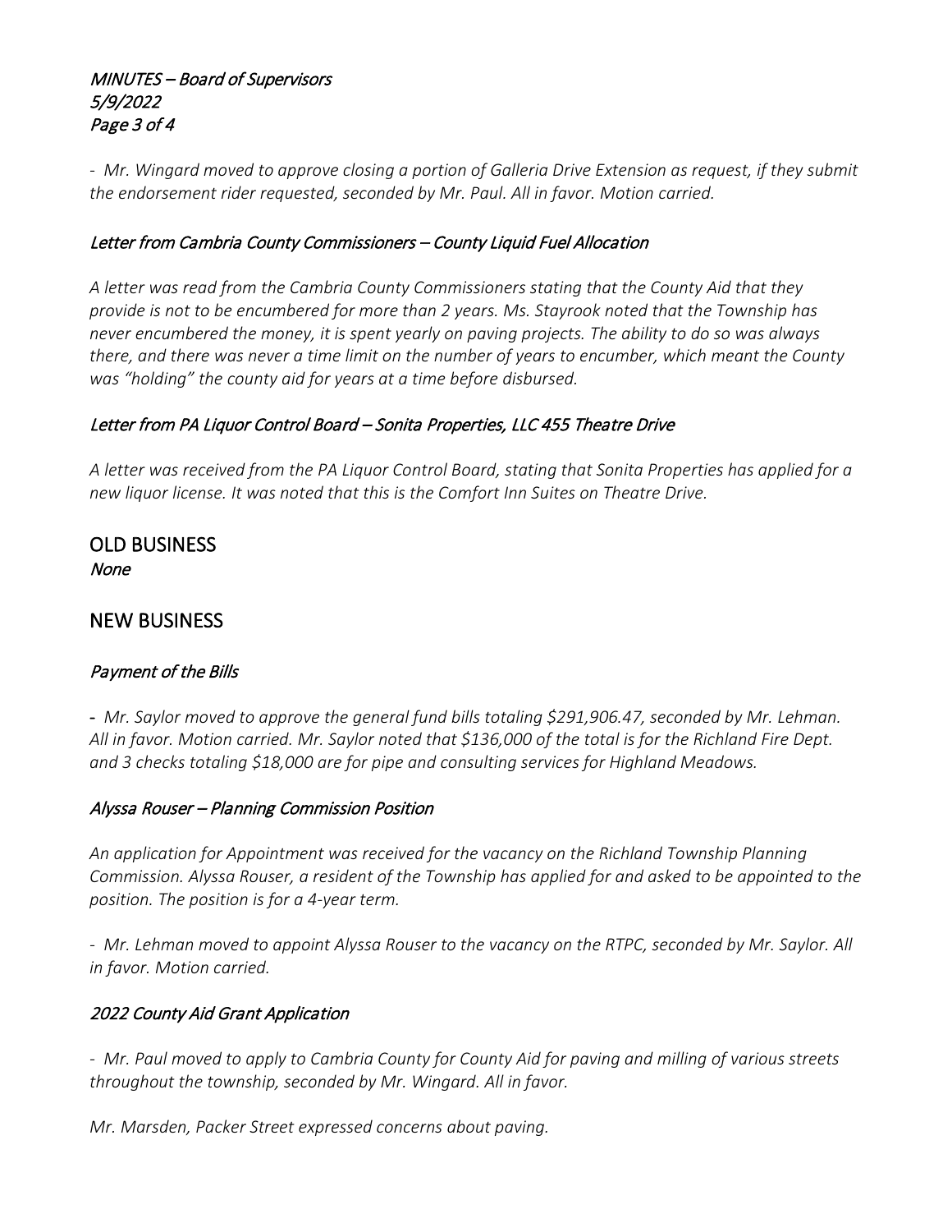*- Mr. Wingard moved to approve closing a portion of Galleria Drive Extension as request, if they submit the endorsement rider requested, seconded by Mr. Paul. All in favor. Motion carried.*

### *Letter from Cambria County Commissioners – County Liquid Fuel Allocation*

*A letter was read from the Cambria County Commissioners stating that the County Aid that they provide is not to be encumbered for more than 2 years. Ms. Stayrook noted that the Township has never encumbered the money, it is spent yearly on paving projects. The ability to do so was always there, and there was never a time limit on the number of years to encumber, which meant the County was "holding" the county aid for years at a time before disbursed.*

### *Letter from PA Liquor Control Board – Sonita Properties, LLC 455 Theatre Drive*

*A letter was received from the PA Liquor Control Board, stating that Sonita Properties has applied for a new liquor license. It was noted that this is the Comfort Inn Suites on Theatre Drive.*

## OLD BUSINESS

*None*

## NEW BUSINESS

### *Payment of the Bills*

*- Mr. Saylor moved to approve the general fund bills totaling $291,906.47, seconded by Mr. Lehman. All in favor. Motion carried. Mr. Saylor noted that $136,000 of the total is for the Richland Fire Dept. and 3 checks totaling $18,000 are for pipe and consulting services for Highland Meadows.*

### *Alyssa Rouser – Planning Commission Position*

*An application for Appointment was received for the vacancy on the Richland Township Planning Commission. Alyssa Rouser, a resident of the Township has applied for and asked to be appointed to the position. The position is for a 4-year term.*

*- Mr. Lehman moved to appoint Alyssa Rouser to the vacancy on the RTPC, seconded by Mr. Saylor. All in favor. Motion carried.*

### *2022 County Aid Grant Application*

*- Mr. Paul moved to apply to Cambria County for County Aid for paving and milling of various streets throughout the township, seconded by Mr. Wingard. All in favor.*

*Mr. Marsden, Packer Street expressed concerns about paving.*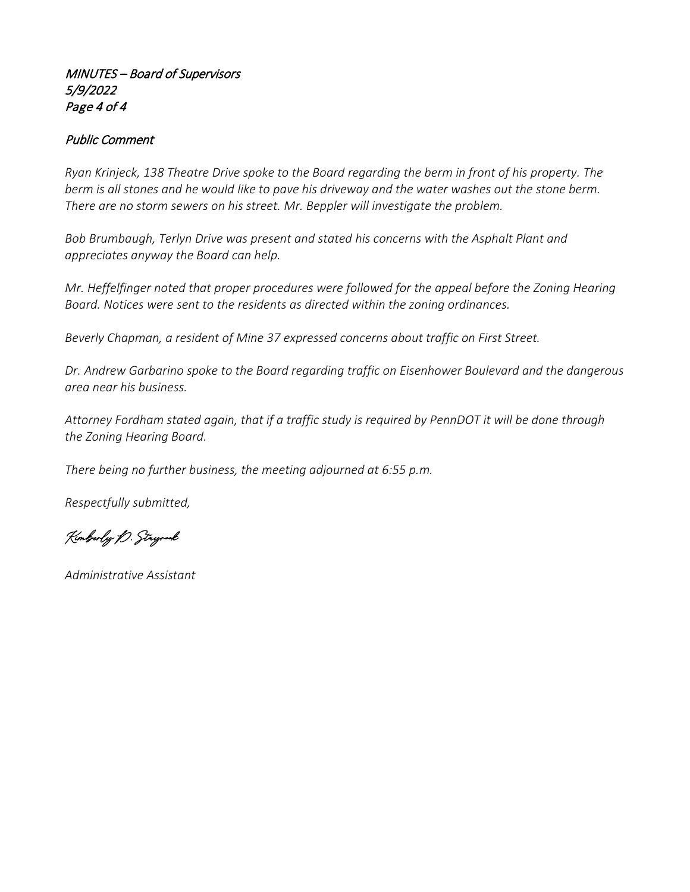## Public Comment

*Ryan Krinjeck, 138 Theatre Drive spoke to the Board regarding the berm in front of his property. The berm is all stones and he would like to pave his driveway and the water washes out the stone berm. There are no storm sewers on his street. Mr. Beppler will investigate the problem.*

*Bob Brumbaugh, Terlyn Drive was present and stated his concerns with the Asphalt Plant and appreciates anyway the Board can help.*

*Mr. Heffelfinger noted that proper procedures were followed for the appeal before the Zoning Hearing Board. Notices were sent to the residents as directed within the zoning ordinances.*

*Beverly Chapman, a resident of Mine 37 expressed concerns about traffic on First Street.*

*Dr. Andrew Garbarino spoke to the Board regarding traffic on Eisenhower Boulevard and the dangerous area near his business.*

*Attorney Fordham stated again, that if a traffic study is required by PennDOT it will be done through the Zoning Hearing Board.*

*There being no further business, the meeting adjourned at 6:55 p.m.*

*Respectfully submitted,*

*Kimberly D. Staygrook*

*Administrative Assistant*